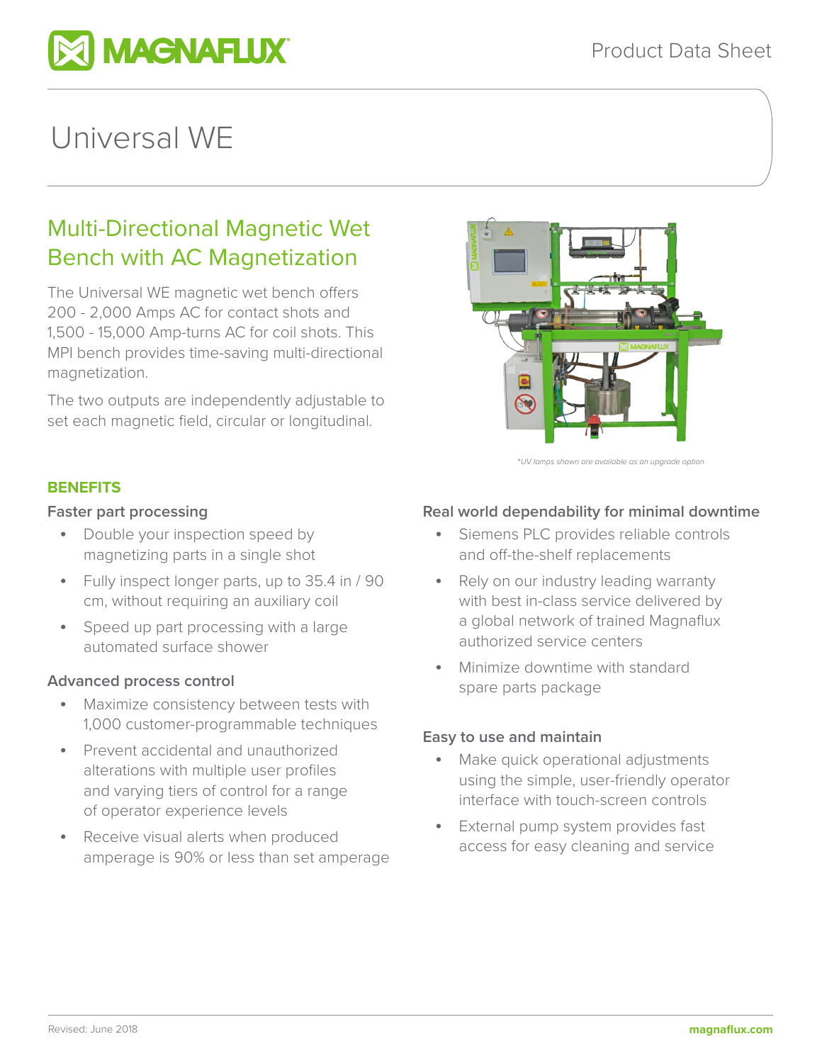# Universal WE

## Multi-Directional Magnetic Wet Bench with AC Magnetization

The Universal WE magnetic wet bench offers 200 - 2,000 Amps AC for contact shots and 1,500 - 15,000 Amp-turns AC for coil shots. This MPI bench provides time-saving multi-directional magnetization.

The two outputs are independently adjustable to set each magnetic field, circular or longitudinal.

*\*UV lamps shown are available as an upgrade option*

## BENEFITS

### Faster part processing

- Double your inspection speed by magnetizing parts in a single shot
- Fully inspect longer parts, up to 35.4 in / 90 cm, without requiring an auxiliary coil
- Speed up part processing with a large automated surface shower

### Advanced process control

- Maximize consistency between tests with 1,000 customer-programmable techniques
- Prevent accidental and unauthorized alterations with multiple user profiles and varying tiers of control for a range of operator experience levels
- Receive visual alerts when produced amperage is 90% or less than set amperage

### Real world dependability for minimal downtime

- Siemens PLC provides reliable controls and off-the-shelf replacements
- Rely on our industry leading warranty with best in-class service delivered by a global network of trained Magnaflux authorized service centers
- Minimize downtime with standard spare parts package

### Easy to use and maintain

- Make quick operational adjustments using the simple, user-friendly operator interface with touch-screen controls
- External pump system provides fast access for easy cleaning and service

Revised: June 2018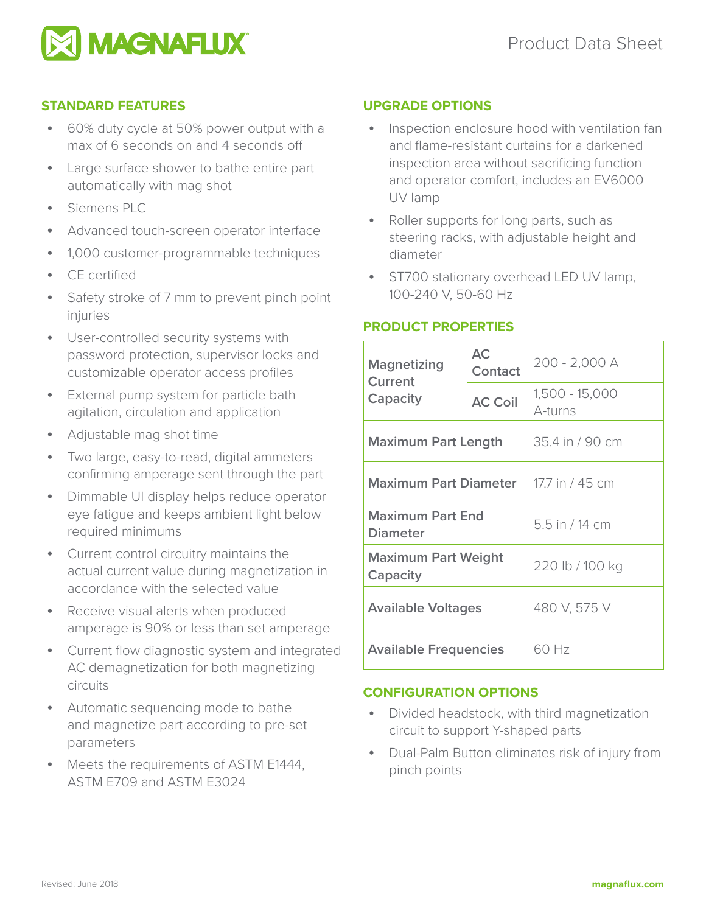## STANDARD FEATURES

- 60% duty cycle at 50% power output with a max of 6 seconds on and 4 seconds off
- Large surface shower to bathe entire part automatically with mag shot
- Siemens PLC
- Advanced touch-screen operator interface
- 1,000 customer-programmable techniques
- CE certified
- Safety stroke of 7 mm to prevent pinch point injuries
- User-controlled security systems with password protection, supervisor locks and customizable operator access profiles
- External pump system for particle bath agitation, circulation and application
- Adjustable mag shot time
- Two large, easy-to-read, digital ammeters confirming amperage sent through the part
- Dimmable UI display helps reduce operator eye fatigue and keeps ambient light below required minimums
- Current control circuitry maintains the actual current value during magnetization in accordance with the selected value
- Receive visual alerts when produced amperage is 90% or less than set amperage
- Current flow diagnostic system and integrated AC demagnetization for both magnetizing circuits
- Automatic sequencing mode to bathe and magnetize part according to pre-set parameters
- Meets the requirements of ASTM E1444, ASTM E709 and ASTM E3024

## UPGRADE OPTIONS

- Inspection enclosure hood with ventilation fan and flame-resistant curtains for a darkened inspection area without sacrificing function and operator comfort, includes an EV6000 UV lamp
- Roller supports for long parts, such as steering racks, with adjustable height and diameter
- ST700 stationary overhead LED UV lamp, 100-240 V, 50-60 Hz

## PRODUCT PROPERTIES

| | | |
|---|---|---|
| **Magnetizing Current Capacity** | **AC Contact** | 200 - 2,000 A |
| | **AC Coil** | 1,500 - 15,000 A-turns |
| **Maximum Part Length** | | 35.4 in / 90 cm |
| **Maximum Part Diameter** | | 17.7 in / 45 cm |
| **Maximum Part End Diameter** | | 5.5 in / 14 cm |
| **Maximum Part Weight Capacity** | | 220 lb / 100 kg |
| **Available Voltages** | | 480 V, 575 V |
| **Available Frequencies** | | 60 Hz |

## CONFIGURATION OPTIONS

- Divided headstock, with third magnetization circuit to support Y-shaped parts
- Dual-Palm Button eliminates risk of injury from pinch points

Revised: June 2018

magnaflux.com